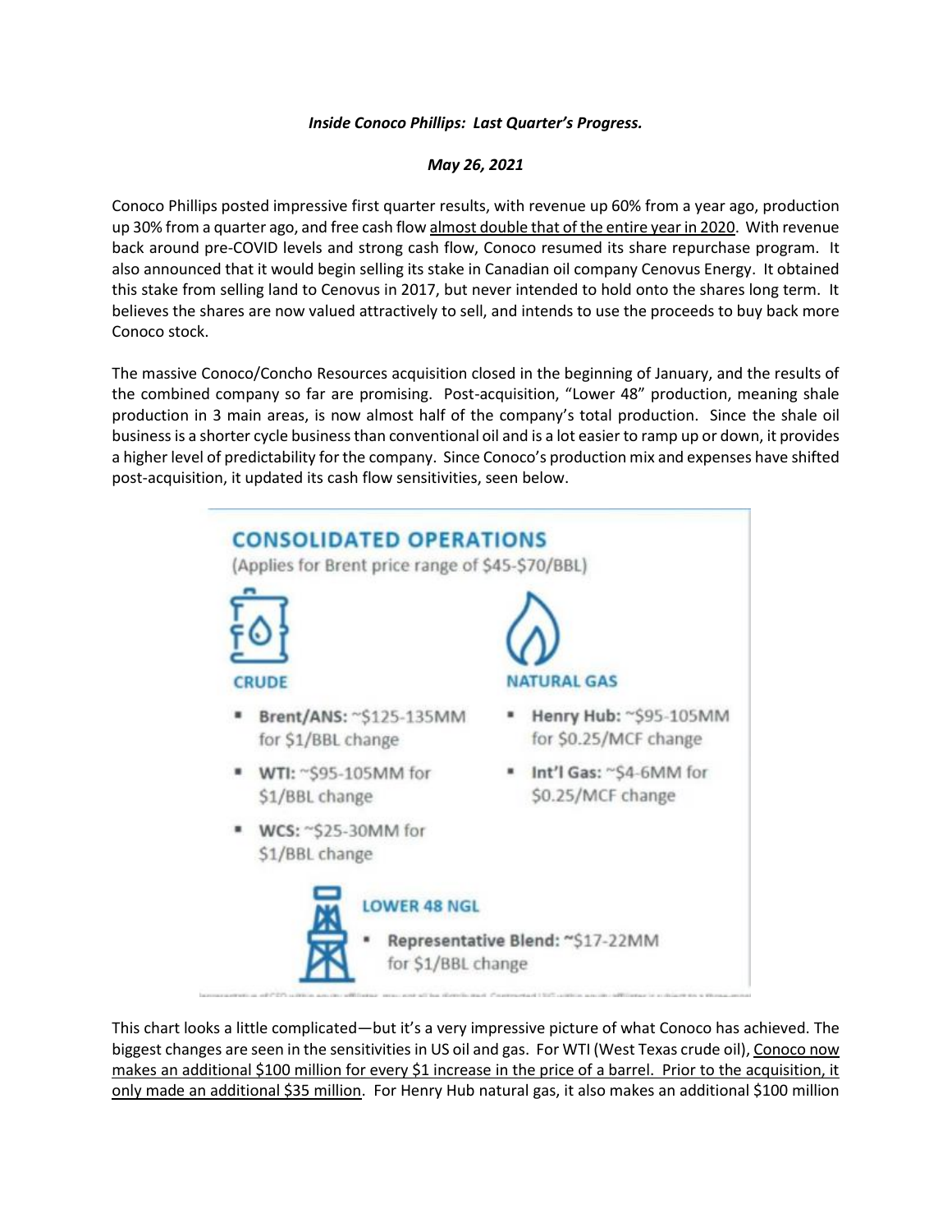***Inside Conoco Phillips: Last Quarter's Progress.***

***May 26, 2021***

Conoco Phillips posted impressive first quarter results, with revenue up 60% from a year ago, production up 30% from a quarter ago, and free cash flow almost double that of the entire year in 2020. With revenue back around pre-COVID levels and strong cash flow, Conoco resumed its share repurchase program. It also announced that it would begin selling its stake in Canadian oil company Cenovus Energy. It obtained this stake from selling land to Cenovus in 2017, but never intended to hold onto the shares long term. It believes the shares are now valued attractively to sell, and intends to use the proceeds to buy back more Conoco stock.

The massive Conoco/Concho Resources acquisition closed in the beginning of January, and the results of the combined company so far are promising. Post-acquisition, "Lower 48" production, meaning shale production in 3 main areas, is now almost half of the company's total production. Since the shale oil business is a shorter cycle business than conventional oil and is a lot easier to ramp up or down, it provides a higher level of predictability for the company. Since Conoco's production mix and expenses have shifted post-acquisition, it updated its cash flow sensitivities, seen below.

**CONSOLIDATED OPERATIONS**

(Applies for Brent price range of \$45-\$70/BBL)

**CRUDE**

- **Brent/ANS:** ~\$125-135MM for \$1/BBL change
- **WTI:** ~\$95-105MM for \$1/BBL change
- **WCS:** ~\$25-30MM for \$1/BBL change

**NATURAL GAS**

- **Henry Hub:** ~\$95-105MM for \$0.25/MCF change
- **Int'l Gas:** ~\$4-6MM for \$0.25/MCF change

**LOWER 48 NGL**

- **Representative Blend:** ~\$17-22MM for \$1/BBL change

This chart looks a little complicated—but it's a very impressive picture of what Conoco has achieved. The biggest changes are seen in the sensitivities in US oil and gas. For WTI (West Texas crude oil), Conoco now makes an additional \$100 million for every \$1 increase in the price of a barrel. Prior to the acquisition, it only made an additional \$35 million. For Henry Hub natural gas, it also makes an additional \$100 million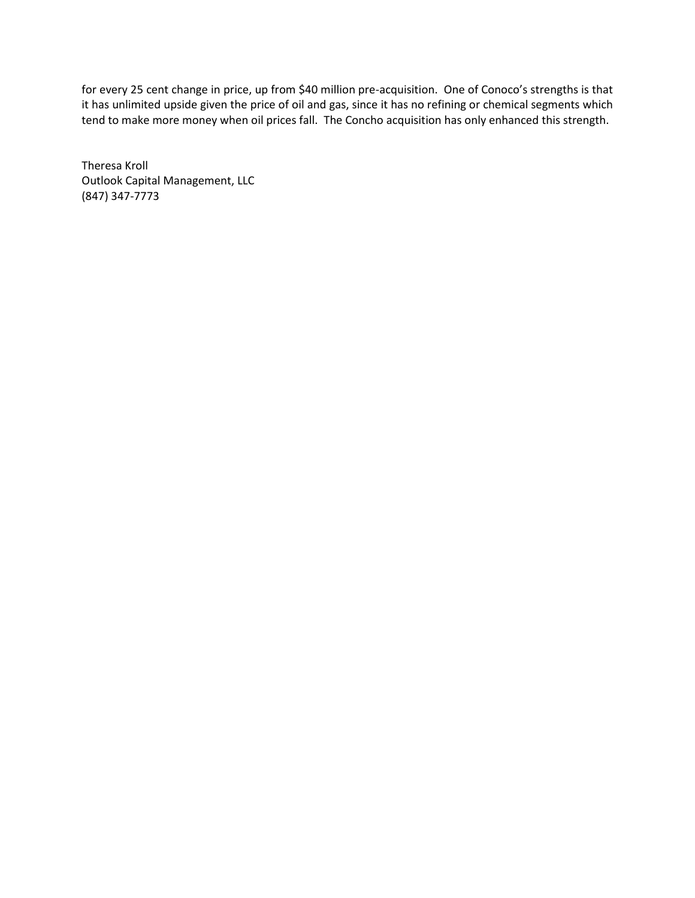for every 25 cent change in price, up from $40 million pre-acquisition. One of Conoco's strengths is that it has unlimited upside given the price of oil and gas, since it has no refining or chemical segments which tend to make more money when oil prices fall. The Concho acquisition has only enhanced this strength.

Theresa Kroll
Outlook Capital Management, LLC
(847) 347-7773